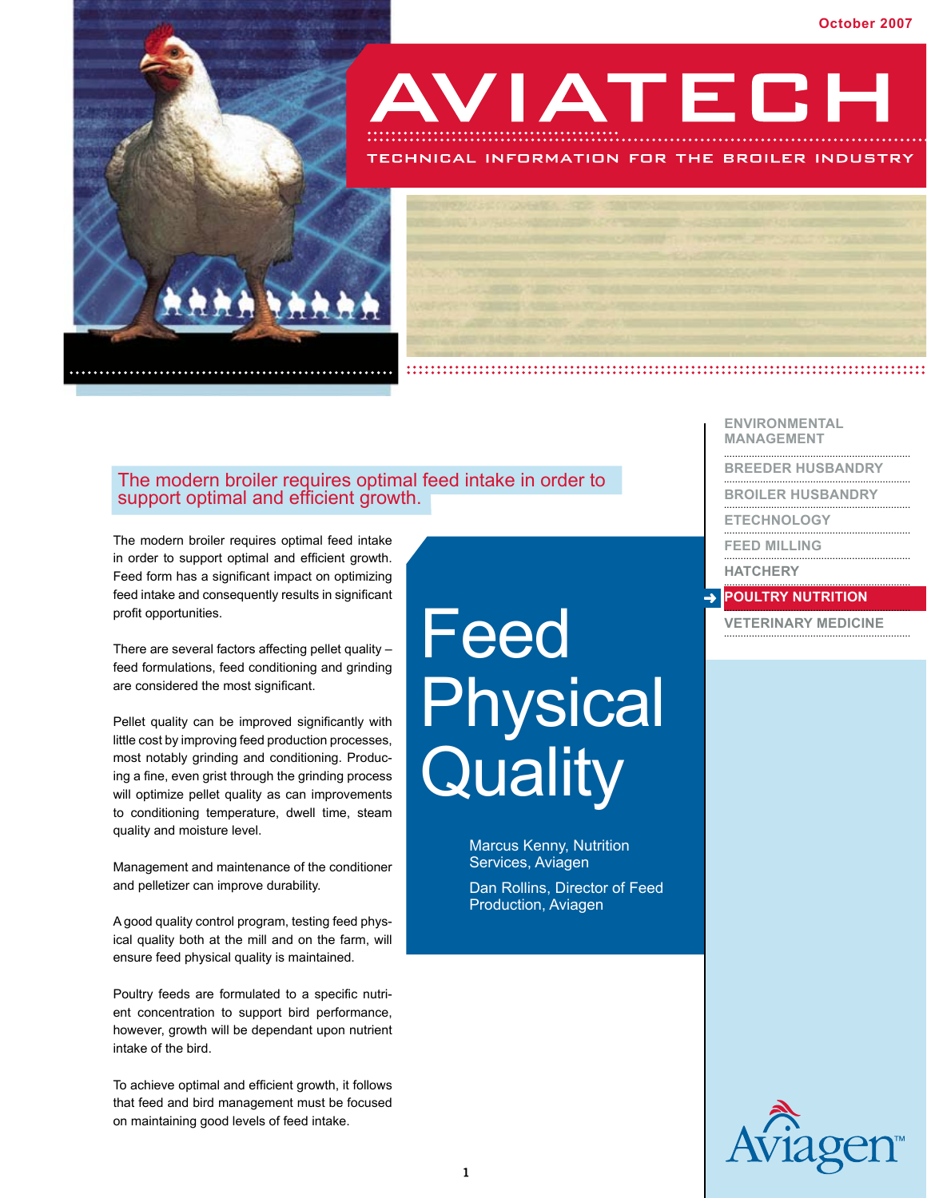October 2007

# AVIATECH

TECHNICAL INFORMATION FOR THE BROILER INDUSTRY

ENVIRONMENTAL MANAGEMENT
BREEDER HUSBANDRY
BROILER HUSBANDRY
ETECHNOLOGY
FEED MILLING
HATCHERY
**POULTRY NUTRITION**
VETERINARY MEDICINE

# Feed Physical Quality

Marcus Kenny, Nutrition Services, Aviagen

Dan Rollins, Director of Feed Production, Aviagen

## The modern broiler requires optimal feed intake in order to support optimal and efficient growth.

The modern broiler requires optimal feed intake in order to support optimal and efficient growth. Feed form has a significant impact on optimizing feed intake and consequently results in significant profit opportunities.

There are several factors affecting pellet quality – feed formulations, feed conditioning and grinding are considered the most significant.

Pellet quality can be improved significantly with little cost by improving feed production processes, most notably grinding and conditioning. Producing a fine, even grist through the grinding process will optimize pellet quality as can improvements to conditioning temperature, dwell time, steam quality and moisture level.

Management and maintenance of the conditioner and pelletizer can improve durability.

A good quality control program, testing feed physical quality both at the mill and on the farm, will ensure feed physical quality is maintained.

Poultry feeds are formulated to a specific nutrient concentration to support bird performance, however, growth will be dependant upon nutrient intake of the bird.

To achieve optimal and efficient growth, it follows that feed and bird management must be focused on maintaining good levels of feed intake.

Aviagen™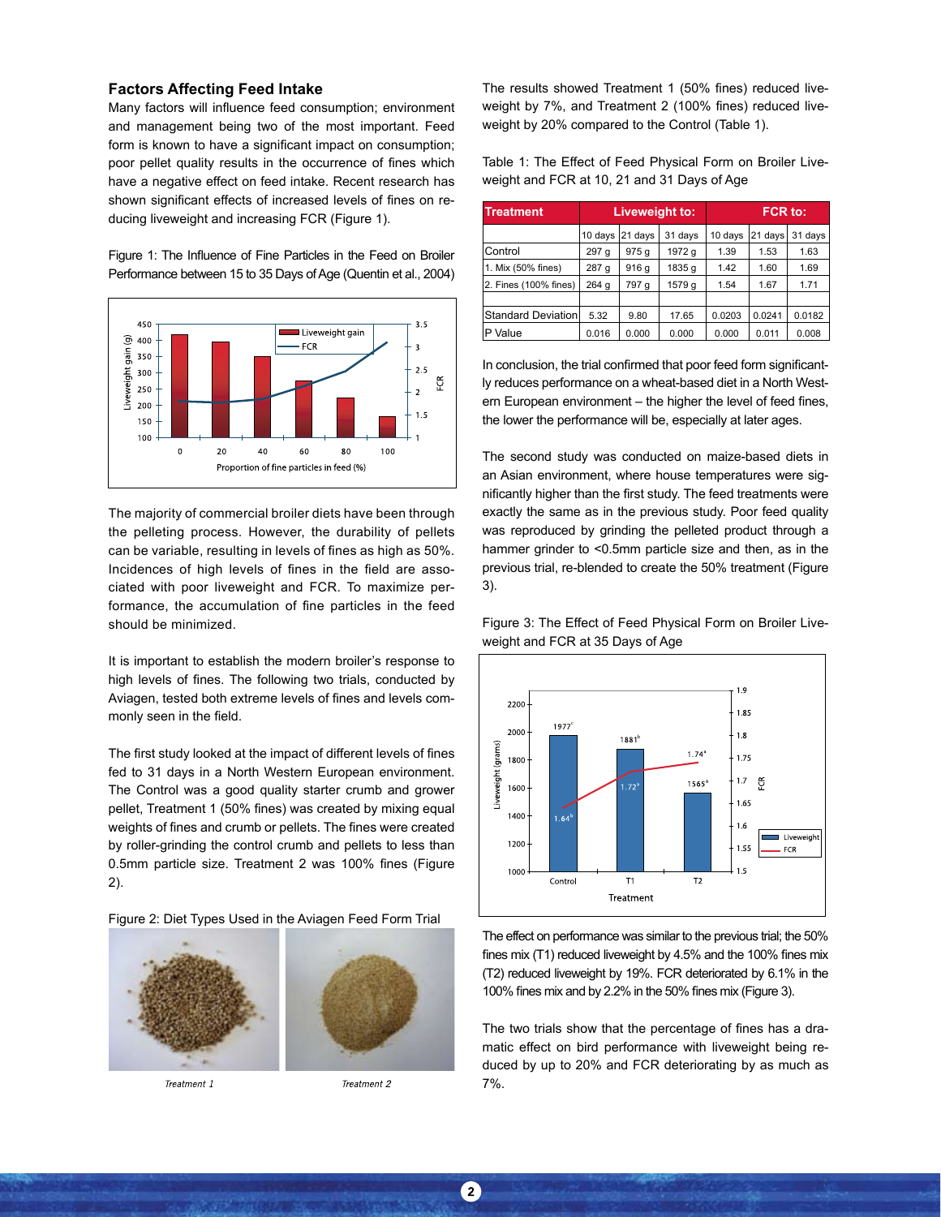## Factors Affecting Feed Intake

Many factors will influence feed consumption; environment and management being two of the most important. Feed form is known to have a significant impact on consumption; poor pellet quality results in the occurrence of fines which have a negative effect on feed intake. Recent research has shown significant effects of increased levels of fines on reducing liveweight and increasing FCR (Figure 1).

Figure 1: The Influence of Fine Particles in the Feed on Broiler Performance between 15 to 35 Days of Age (Quentin et al., 2004)

The majority of commercial broiler diets have been through the pelleting process. However, the durability of pellets can be variable, resulting in levels of fines as high as 50%. Incidences of high levels of fines in the field are associated with poor liveweight and FCR. To maximize performance, the accumulation of fine particles in the feed should be minimized.

It is important to establish the modern broiler's response to high levels of fines. The following two trials, conducted by Aviagen, tested both extreme levels of fines and levels commonly seen in the field.

The first study looked at the impact of different levels of fines fed to 31 days in a North Western European environment. The Control was a good quality starter crumb and grower pellet, Treatment 1 (50% fines) was created by mixing equal weights of fines and crumb or pellets. The fines were created by roller-grinding the control crumb and pellets to less than 0.5mm particle size. Treatment 2 was 100% fines (Figure 2).

Figure 2: Diet Types Used in the Aviagen Feed Form Trial

*Treatment 1* *Treatment 2*

The results showed Treatment 1 (50% fines) reduced liveweight by 7%, and Treatment 2 (100% fines) reduced liveweight by 20% compared to the Control (Table 1).

Table 1: The Effect of Feed Physical Form on Broiler Liveweight and FCR at 10, 21 and 31 Days of Age

| Treatment | Liveweight to: | | | FCR to: | | |
|---|---|---|---|---|---|---|
| | 10 days | 21 days | 31 days | 10 days | 21 days | 31 days |
| Control | 297 g | 975 g | 1972 g | 1.39 | 1.53 | 1.63 |
| 1. Mix (50% fines) | 287 g | 916 g | 1835 g | 1.42 | 1.60 | 1.69 |
| 2. Fines (100% fines) | 264 g | 797 g | 1579 g | 1.54 | 1.67 | 1.71 |
| | | | | | | |
| Standard Deviation | 5.32 | 9.80 | 17.65 | 0.0203 | 0.0241 | 0.0182 |
| P Value | 0.016 | 0.000 | 0.000 | 0.000 | 0.011 | 0.008 |

In conclusion, the trial confirmed that poor feed form significantly reduces performance on a wheat-based diet in a North Western European environment – the higher the level of feed fines, the lower the performance will be, especially at later ages.

The second study was conducted on maize-based diets in an Asian environment, where house temperatures were significantly higher than the first study. The feed treatments were exactly the same as in the previous study. Poor feed quality was reproduced by grinding the pelleted product through a hammer grinder to <0.5mm particle size and then, as in the previous trial, re-blended to create the 50% treatment (Figure 3).

Figure 3: The Effect of Feed Physical Form on Broiler Liveweight and FCR at 35 Days of Age

The effect on performance was similar to the previous trial; the 50% fines mix (T1) reduced liveweight by 4.5% and the 100% fines mix (T2) reduced liveweight by 19%. FCR deteriorated by 6.1% in the 100% fines mix and by 2.2% in the 50% fines mix (Figure 3).

The two trials show that the percentage of fines has a dramatic effect on bird performance with liveweight being reduced by up to 20% and FCR deteriorating by as much as 7%.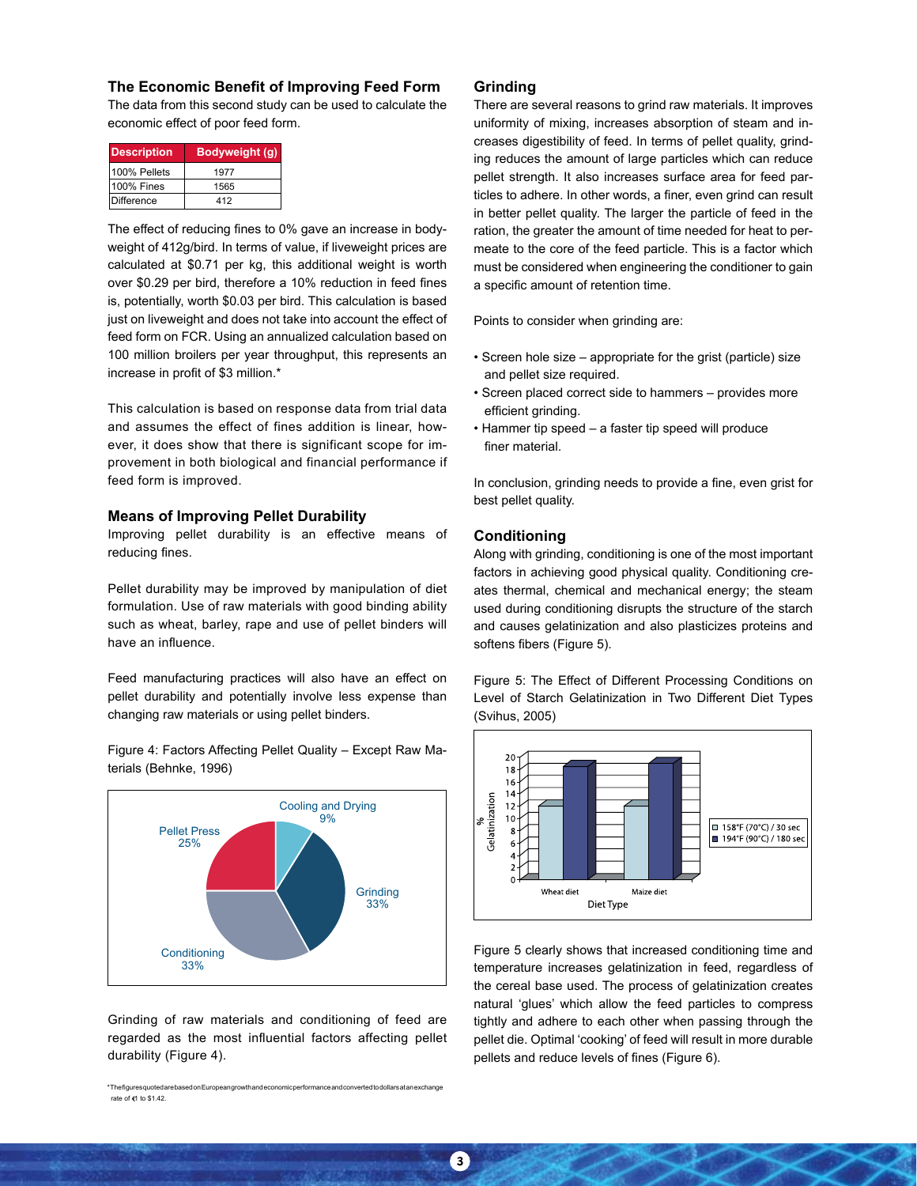### The Economic Benefit of Improving Feed Form

The data from this second study can be used to calculate the economic effect of poor feed form.

| Description | Bodyweight (g) |
|---|---|
| 100% Pellets | 1977 |
| 100% Fines | 1565 |
| Difference | 412 |

The effect of reducing fines to 0% gave an increase in bodyweight of 412g/bird. In terms of value, if liveweight prices are calculated at $0.71 per kg, this additional weight is worth over $0.29 per bird, therefore a 10% reduction in feed fines is, potentially, worth $0.03 per bird. This calculation is based just on liveweight and does not take into account the effect of feed form on FCR. Using an annualized calculation based on 100 million broilers per year throughput, this represents an increase in profit of $3 million.*

This calculation is based on response data from trial data and assumes the effect of fines addition is linear, however, it does show that there is significant scope for improvement in both biological and financial performance if feed form is improved.

### Means of Improving Pellet Durability

Improving pellet durability is an effective means of reducing fines.

Pellet durability may be improved by manipulation of diet formulation. Use of raw materials with good binding ability such as wheat, barley, rape and use of pellet binders will have an influence.

Feed manufacturing practices will also have an effect on pellet durability and potentially involve less expense than changing raw materials or using pellet binders.

Figure 4: Factors Affecting Pellet Quality – Except Raw Materials (Behnke, 1996)

| Factor | % |
|---|---|
| Grinding | 33% |
| Conditioning | 33% |
| Pellet Press | 25% |
| Cooling and Drying | 9% |

Grinding of raw materials and conditioning of feed are regarded as the most influential factors affecting pellet durability (Figure 4).

*The figures quoted are based on European growth and economic performance and converted to dollars at an exchange rate of €1 to $1.42.

### Grinding

There are several reasons to grind raw materials. It improves uniformity of mixing, increases absorption of steam and increases digestibility of feed. In terms of pellet quality, grinding reduces the amount of large particles which can reduce pellet strength. It also increases surface area for feed particles to adhere. In other words, a finer, even grind can result in better pellet quality. The larger the particle of feed in the ration, the greater the amount of time needed for heat to permeate to the core of the feed particle. This is a factor which must be considered when engineering the conditioner to gain a specific amount of retention time.

Points to consider when grinding are:

- Screen hole size – appropriate for the grist (particle) size and pellet size required.
- Screen placed correct side to hammers – provides more efficient grinding.
- Hammer tip speed – a faster tip speed will produce finer material.

In conclusion, grinding needs to provide a fine, even grist for best pellet quality.

### Conditioning

Along with grinding, conditioning is one of the most important factors in achieving good physical quality. Conditioning creates thermal, chemical and mechanical energy; the steam used during conditioning disrupts the structure of the starch and causes gelatinization and also plasticizes proteins and softens fibers (Figure 5).

Figure 5: The Effect of Different Processing Conditions on Level of Starch Gelatinization in Two Different Diet Types (Svihus, 2005)

Figure 5 clearly shows that increased conditioning time and temperature increases gelatinization in feed, regardless of the cereal base used. The process of gelatinization creates natural 'glues' which allow the feed particles to compress tightly and adhere to each other when passing through the pellet die. Optimal 'cooking' of feed will result in more durable pellets and reduce levels of fines (Figure 6).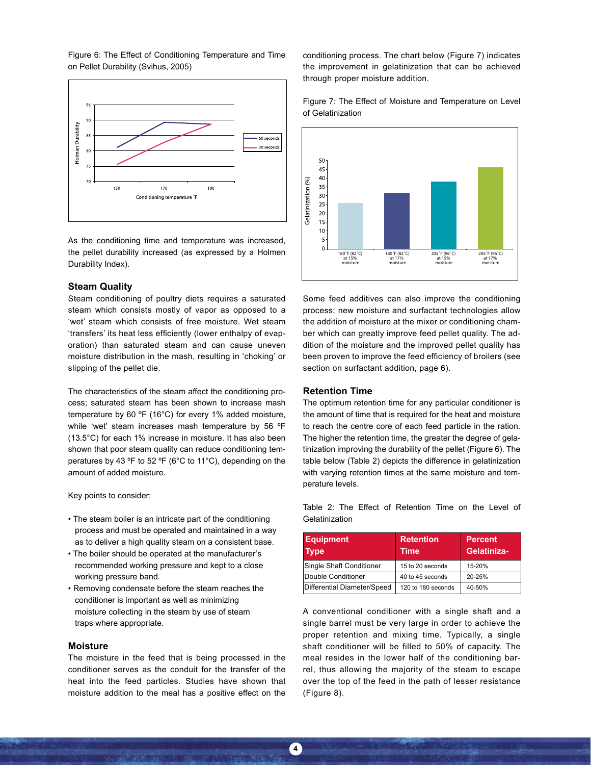Figure 6: The Effect of Conditioning Temperature and Time on Pellet Durability (Svihus, 2005)

As the conditioning time and temperature was increased, the pellet durability increased (as expressed by a Holmen Durability Index).

### Steam Quality

Steam conditioning of poultry diets requires a saturated steam which consists mostly of vapor as opposed to a 'wet' steam which consists of free moisture. Wet steam 'transfers' its heat less efficiently (lower enthalpy of evaporation) than saturated steam and can cause uneven moisture distribution in the mash, resulting in 'choking' or slipping of the pellet die.

The characteristics of the steam affect the conditioning process; saturated steam has been shown to increase mash temperature by 60 ºF (16°C) for every 1% added moisture, while 'wet' steam increases mash temperature by 56 ºF (13.5°C) for each 1% increase in moisture. It has also been shown that poor steam quality can reduce conditioning temperatures by 43 ºF to 52 ºF (6°C to 11°C), depending on the amount of added moisture.

Key points to consider:

- The steam boiler is an intricate part of the conditioning process and must be operated and maintained in a way as to deliver a high quality steam on a consistent base.
- The boiler should be operated at the manufacturer's recommended working pressure and kept to a close working pressure band.
- Removing condensate before the steam reaches the conditioner is important as well as minimizing moisture collecting in the steam by use of steam traps where appropriate.

### Moisture

The moisture in the feed that is being processed in the conditioner serves as the conduit for the transfer of the heat into the feed particles. Studies have shown that moisture addition to the meal has a positive effect on the conditioning process. The chart below (Figure 7) indicates the improvement in gelatinization that can be achieved through proper moisture addition.

Figure 7: The Effect of Moisture and Temperature on Level of Gelatinization

Some feed additives can also improve the conditioning process; new moisture and surfactant technologies allow the addition of moisture at the mixer or conditioning chamber which can greatly improve feed pellet quality. The addition of the moisture and the improved pellet quality has been proven to improve the feed efficiency of broilers (see section on surfactant addition, page 6).

### Retention Time

The optimum retention time for any particular conditioner is the amount of time that is required for the heat and moisture to reach the centre core of each feed particle in the ration. The higher the retention time, the greater the degree of gelatinization improving the durability of the pellet (Figure 6). The table below (Table 2) depicts the difference in gelatinization with varying retention times at the same moisture and temperature levels.

Table 2: The Effect of Retention Time on the Level of Gelatinization

| Equipment Type | Retention Time | Percent Gelatiniza- |
|---|---|---|
| Single Shaft Conditioner | 15 to 20 seconds | 15-20% |
| Double Conditioner | 40 to 45 seconds | 20-25% |
| Differential Diameter/Speed | 120 to 180 seconds | 40-50% |

A conventional conditioner with a single shaft and a single barrel must be very large in order to achieve the proper retention and mixing time. Typically, a single shaft conditioner will be filled to 50% of capacity. The meal resides in the lower half of the conditioning barrel, thus allowing the majority of the steam to escape over the top of the feed in the path of lesser resistance (Figure 8).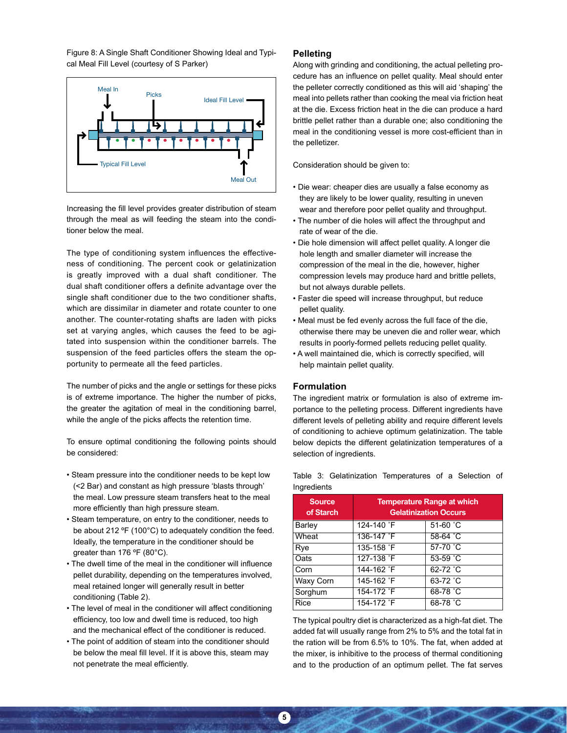Figure 8: A Single Shaft Conditioner Showing Ideal and Typical Meal Fill Level (courtesy of S Parker)

Increasing the fill level provides greater distribution of steam through the meal as will feeding the steam into the conditioner below the meal.

The type of conditioning system influences the effectiveness of conditioning. The percent cook or gelatinization is greatly improved with a dual shaft conditioner. The dual shaft conditioner offers a definite advantage over the single shaft conditioner due to the two conditioner shafts, which are dissimilar in diameter and rotate counter to one another. The counter-rotating shafts are laden with picks set at varying angles, which causes the feed to be agitated into suspension within the conditioner barrels. The suspension of the feed particles offers the steam the opportunity to permeate all the feed particles.

The number of picks and the angle or settings for these picks is of extreme importance. The higher the number of picks, the greater the agitation of meal in the conditioning barrel, while the angle of the picks affects the retention time.

To ensure optimal conditioning the following points should be considered:

- Steam pressure into the conditioner needs to be kept low (<2 Bar) and constant as high pressure 'blasts through' the meal. Low pressure steam transfers heat to the meal more efficiently than high pressure steam.
- Steam temperature, on entry to the conditioner, needs to be about 212 ºF (100°C) to adequately condition the feed. Ideally, the temperature in the conditioner should be greater than 176 ºF (80°C).
- The dwell time of the meal in the conditioner will influence pellet durability, depending on the temperatures involved, meal retained longer will generally result in better conditioning (Table 2).
- The level of meal in the conditioner will affect conditioning efficiency, too low and dwell time is reduced, too high and the mechanical effect of the conditioner is reduced.
- The point of addition of steam into the conditioner should be below the meal fill level. If it is above this, steam may not penetrate the meal efficiently.

## Pelleting

Along with grinding and conditioning, the actual pelleting procedure has an influence on pellet quality. Meal should enter the pelleter correctly conditioned as this will aid 'shaping' the meal into pellets rather than cooking the meal via friction heat at the die. Excess friction heat in the die can produce a hard brittle pellet rather than a durable one; also conditioning the meal in the conditioning vessel is more cost-efficient than in the pelletizer.

Consideration should be given to:

- Die wear: cheaper dies are usually a false economy as they are likely to be lower quality, resulting in uneven wear and therefore poor pellet quality and throughput.
- The number of die holes will affect the throughput and rate of wear of the die.
- Die hole dimension will affect pellet quality. A longer die hole length and smaller diameter will increase the compression of the meal in the die, however, higher compression levels may produce hard and brittle pellets, but not always durable pellets.
- Faster die speed will increase throughput, but reduce pellet quality.
- Meal must be fed evenly across the full face of the die, otherwise there may be uneven die and roller wear, which results in poorly-formed pellets reducing pellet quality.
- A well maintained die, which is correctly specified, will help maintain pellet quality.

## Formulation

The ingredient matrix or formulation is also of extreme importance to the pelleting process. Different ingredients have different levels of pelleting ability and require different levels of conditioning to achieve optimum gelatinization. The table below depicts the different gelatinization temperatures of a selection of ingredients.

Table 3: Gelatinization Temperatures of a Selection of Ingredients

| Source of Starch | Temperature Range at which Gelatinization Occurs | |
|---|---|---|
| Barley | 124-140 ˚F | 51-60 ˚C |
| Wheat | 136-147 ˚F | 58-64 ˚C |
| Rye | 135-158 ˚F | 57-70 ˚C |
| Oats | 127-138 ˚F | 53-59 ˚C |
| Corn | 144-162 ˚F | 62-72 ˚C |
| Waxy Corn | 145-162 ˚F | 63-72 ˚C |
| Sorghum | 154-172 ˚F | 68-78 ˚C |
| Rice | 154-172 ˚F | 68-78 ˚C |

The typical poultry diet is characterized as a high-fat diet. The added fat will usually range from 2% to 5% and the total fat in the ration will be from 6.5% to 10%. The fat, when added at the mixer, is inhibitive to the process of thermal conditioning and to the production of an optimum pellet. The fat serves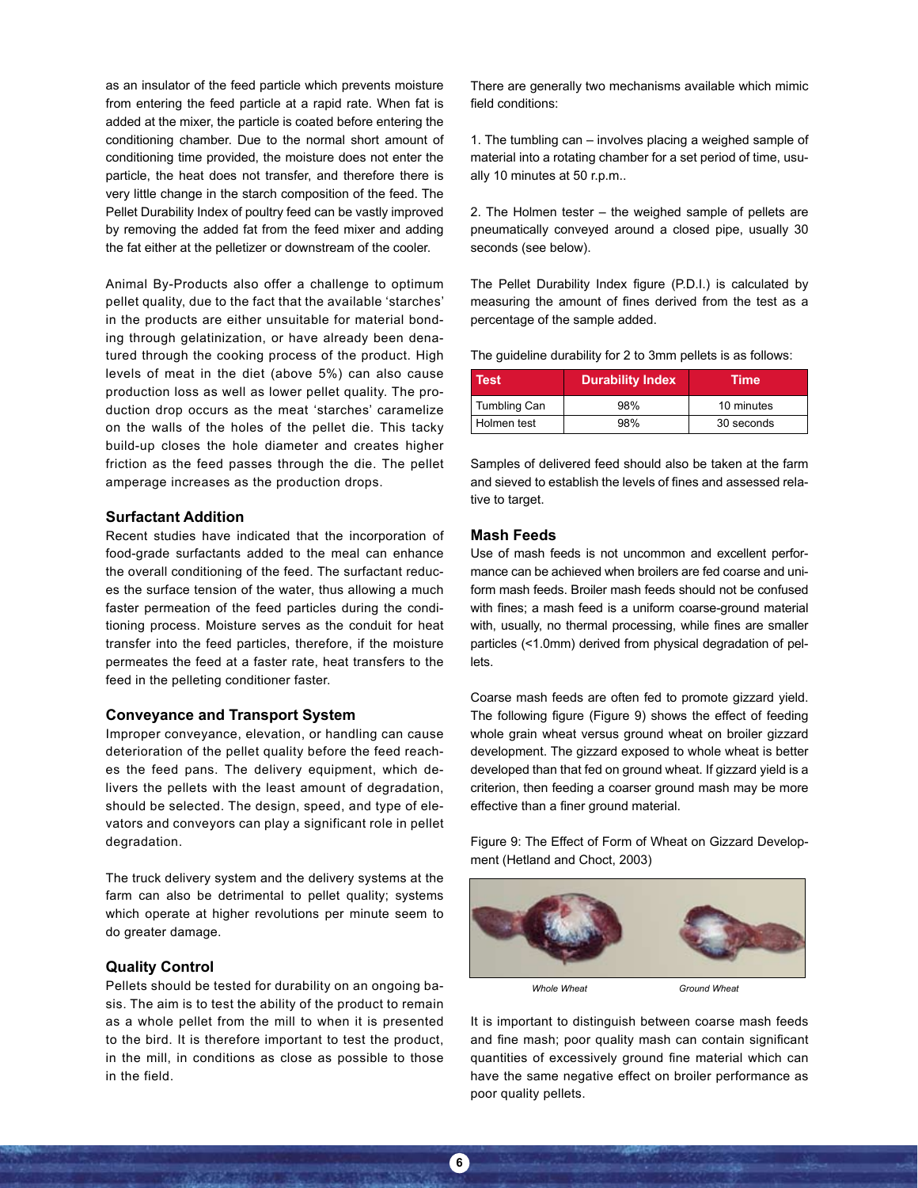as an insulator of the feed particle which prevents moisture from entering the feed particle at a rapid rate. When fat is added at the mixer, the particle is coated before entering the conditioning chamber. Due to the normal short amount of conditioning time provided, the moisture does not enter the particle, the heat does not transfer, and therefore there is very little change in the starch composition of the feed. The Pellet Durability Index of poultry feed can be vastly improved by removing the added fat from the feed mixer and adding the fat either at the pelletizer or downstream of the cooler.

Animal By-Products also offer a challenge to optimum pellet quality, due to the fact that the available 'starches' in the products are either unsuitable for material bonding through gelatinization, or have already been denatured through the cooking process of the product. High levels of meat in the diet (above 5%) can also cause production loss as well as lower pellet quality. The production drop occurs as the meat 'starches' caramelize on the walls of the holes of the pellet die. This tacky build-up closes the hole diameter and creates higher friction as the feed passes through the die. The pellet amperage increases as the production drops.

### Surfactant Addition

Recent studies have indicated that the incorporation of food-grade surfactants added to the meal can enhance the overall conditioning of the feed. The surfactant reduces the surface tension of the water, thus allowing a much faster permeation of the feed particles during the conditioning process. Moisture serves as the conduit for heat transfer into the feed particles, therefore, if the moisture permeates the feed at a faster rate, heat transfers to the feed in the pelleting conditioner faster.

### Conveyance and Transport System

Improper conveyance, elevation, or handling can cause deterioration of the pellet quality before the feed reaches the feed pans. The delivery equipment, which delivers the pellets with the least amount of degradation, should be selected. The design, speed, and type of elevators and conveyors can play a significant role in pellet degradation.

The truck delivery system and the delivery systems at the farm can also be detrimental to pellet quality; systems which operate at higher revolutions per minute seem to do greater damage.

### Quality Control

Pellets should be tested for durability on an ongoing basis. The aim is to test the ability of the product to remain as a whole pellet from the mill to when it is presented to the bird. It is therefore important to test the product, in the mill, in conditions as close as possible to those in the field.

There are generally two mechanisms available which mimic field conditions:

1. The tumbling can – involves placing a weighed sample of material into a rotating chamber for a set period of time, usually 10 minutes at 50 r.p.m..

2. The Holmen tester – the weighed sample of pellets are pneumatically conveyed around a closed pipe, usually 30 seconds (see below).

The Pellet Durability Index figure (P.D.I.) is calculated by measuring the amount of fines derived from the test as a percentage of the sample added.

The guideline durability for 2 to 3mm pellets is as follows:

| Test | Durability Index | Time |
|---|---|---|
| Tumbling Can | 98% | 10 minutes |
| Holmen test | 98% | 30 seconds |

Samples of delivered feed should also be taken at the farm and sieved to establish the levels of fines and assessed relative to target.

### Mash Feeds

Use of mash feeds is not uncommon and excellent performance can be achieved when broilers are fed coarse and uniform mash feeds. Broiler mash feeds should not be confused with fines; a mash feed is a uniform coarse-ground material with, usually, no thermal processing, while fines are smaller particles (<1.0mm) derived from physical degradation of pellets.

Coarse mash feeds are often fed to promote gizzard yield. The following figure (Figure 9) shows the effect of feeding whole grain wheat versus ground wheat on broiler gizzard development. The gizzard exposed to whole wheat is better developed than that fed on ground wheat. If gizzard yield is a criterion, then feeding a coarser ground mash may be more effective than a finer ground material.

Figure 9: The Effect of Form of Wheat on Gizzard Development (Hetland and Choct, 2003)

*Whole Wheat* *Ground Wheat*

It is important to distinguish between coarse mash feeds and fine mash; poor quality mash can contain significant quantities of excessively ground fine material which can have the same negative effect on broiler performance as poor quality pellets.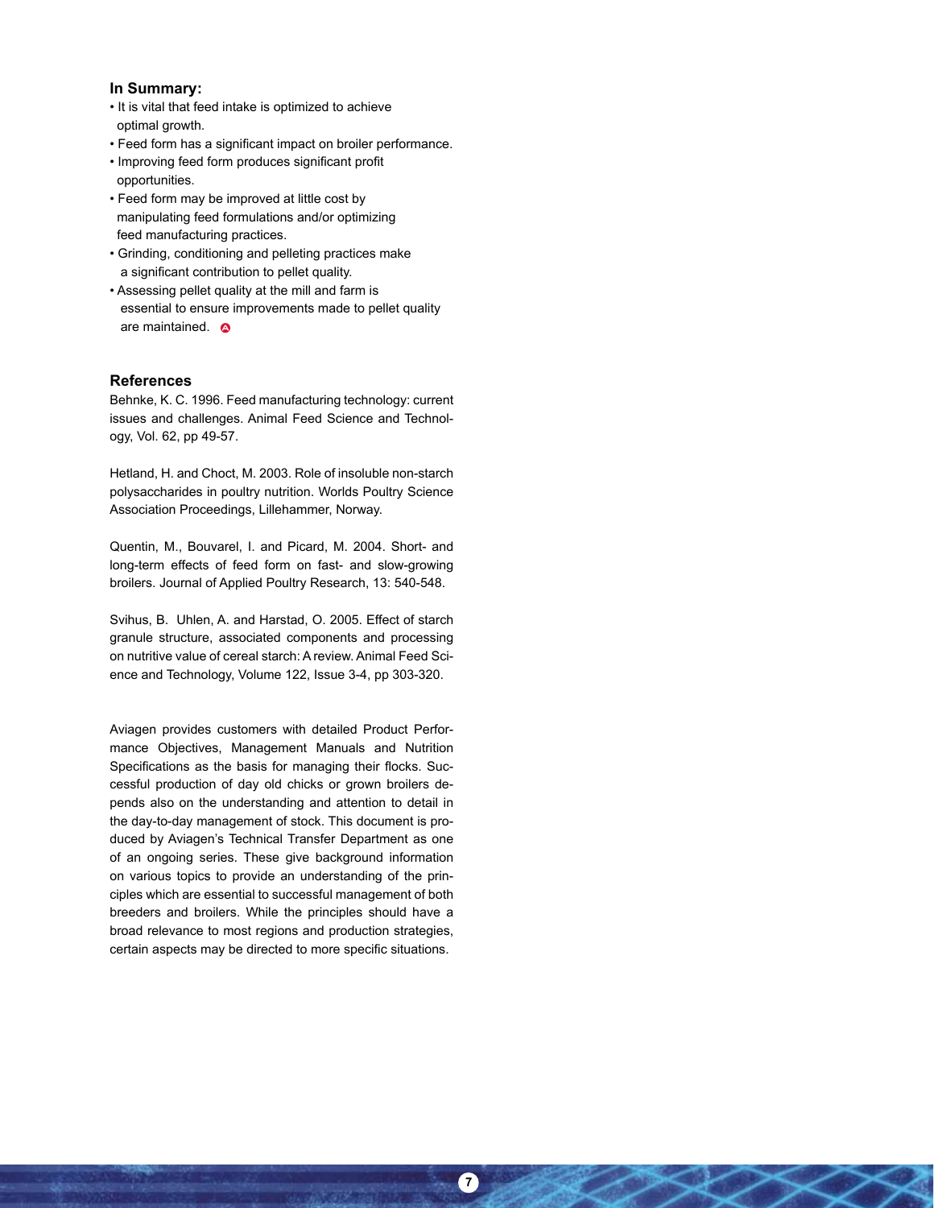### In Summary:

- It is vital that feed intake is optimized to achieve optimal growth.
- Feed form has a significant impact on broiler performance.
- Improving feed form produces significant profit opportunities.
- Feed form may be improved at little cost by manipulating feed formulations and/or optimizing feed manufacturing practices.
- Grinding, conditioning and pelleting practices make a significant contribution to pellet quality.
- Assessing pellet quality at the mill and farm is essential to ensure improvements made to pellet quality are maintained.

### References

Behnke, K. C. 1996. Feed manufacturing technology: current issues and challenges. Animal Feed Science and Technology, Vol. 62, pp 49-57.

Hetland, H. and Choct, M. 2003. Role of insoluble non-starch polysaccharides in poultry nutrition. Worlds Poultry Science Association Proceedings, Lillehammer, Norway.

Quentin, M., Bouvarel, I. and Picard, M. 2004. Short- and long-term effects of feed form on fast- and slow-growing broilers. Journal of Applied Poultry Research, 13: 540-548.

Svihus, B. Uhlen, A. and Harstad, O. 2005. Effect of starch granule structure, associated components and processing on nutritive value of cereal starch: A review. Animal Feed Science and Technology, Volume 122, Issue 3-4, pp 303-320.

Aviagen provides customers with detailed Product Performance Objectives, Management Manuals and Nutrition Specifications as the basis for managing their flocks. Successful production of day old chicks or grown broilers depends also on the understanding and attention to detail in the day-to-day management of stock. This document is produced by Aviagen's Technical Transfer Department as one of an ongoing series. These give background information on various topics to provide an understanding of the principles which are essential to successful management of both breeders and broilers. While the principles should have a broad relevance to most regions and production strategies, certain aspects may be directed to more specific situations.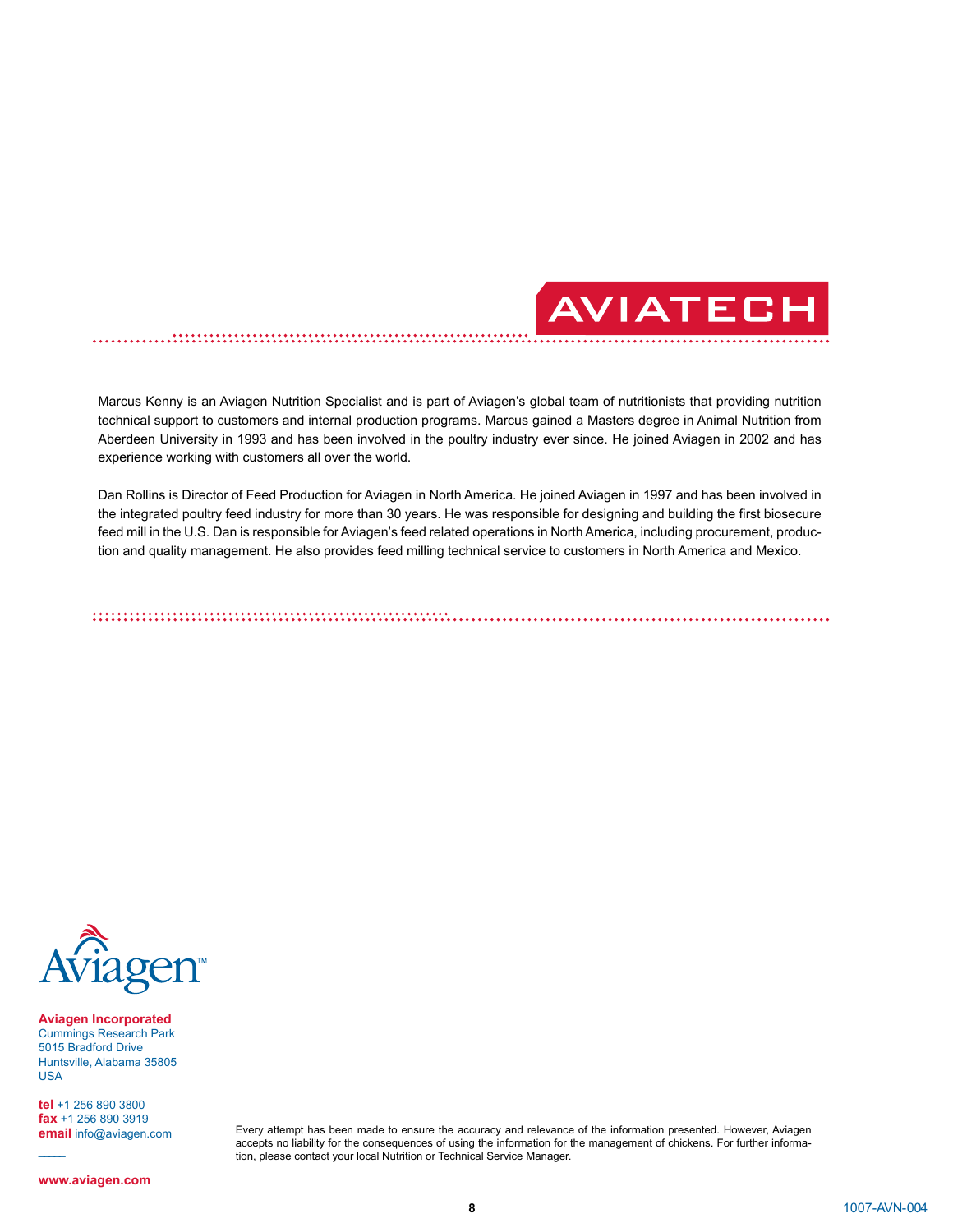AVIATECH

Marcus Kenny is an Aviagen Nutrition Specialist and is part of Aviagen's global team of nutritionists that providing nutrition technical support to customers and internal production programs. Marcus gained a Masters degree in Animal Nutrition from Aberdeen University in 1993 and has been involved in the poultry industry ever since. He joined Aviagen in 2002 and has experience working with customers all over the world.

Dan Rollins is Director of Feed Production for Aviagen in North America. He joined Aviagen in 1997 and has been involved in the integrated poultry feed industry for more than 30 years. He was responsible for designing and building the first biosecure feed mill in the U.S. Dan is responsible for Aviagen's feed related operations in North America, including procurement, production and quality management. He also provides feed milling technical service to customers in North America and Mexico.

Aviagen™

**Aviagen Incorporated**
Cummings Research Park
5015 Bradford Drive
Huntsville, Alabama 35805
USA

**tel** +1 256 890 3800
**fax** +1 256 890 3919
**email** info@aviagen.com

**www.aviagen.com**

Every attempt has been made to ensure the accuracy and relevance of the information presented. However, Aviagen accepts no liability for the consequences of using the information for the management of chickens. For further information, please contact your local Nutrition or Technical Service Manager.

1007-AVN-004